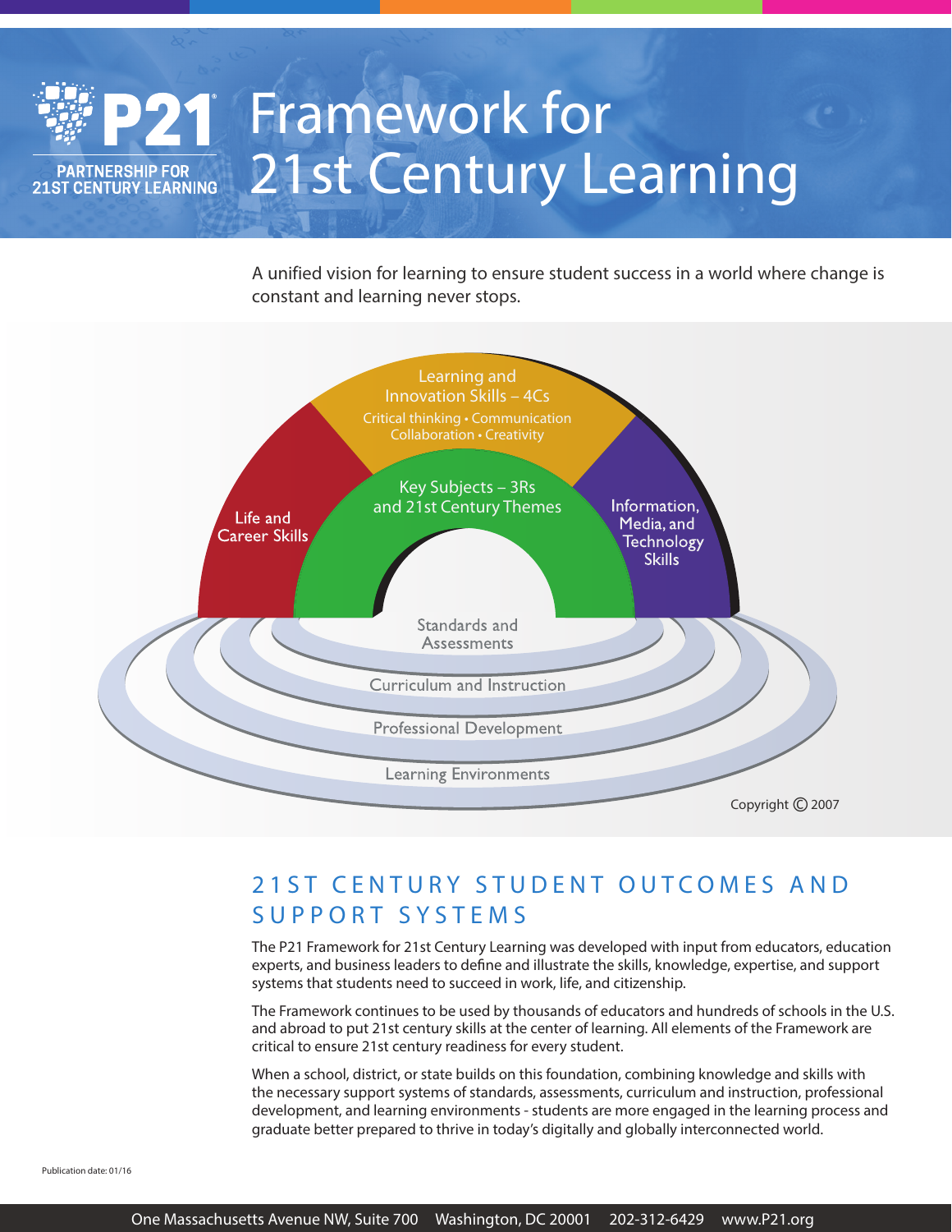PARTNERSHIP FOR 21ST CENTURY LEARNING

# Framework for 21st Century Learning

A unified vision for learning to ensure student success in a world where change is constant and learning never stops.

Learning and Innovation Skills – 4Cs
Critical thinking • Communication
Collaboration • Creativity

Life and Career Skills

Key Subjects – 3Rs and 21st Century Themes

Information, Media, and Technology Skills

Standards and Assessments

Curriculum and Instruction

Professional Development

Learning Environments

Copyright © 2007

## 21ST CENTURY STUDENT OUTCOMES AND SUPPORT SYSTEMS

The P21 Framework for 21st Century Learning was developed with input from educators, education experts, and business leaders to define and illustrate the skills, knowledge, expertise, and support systems that students need to succeed in work, life, and citizenship.

The Framework continues to be used by thousands of educators and hundreds of schools in the U.S. and abroad to put 21st century skills at the center of learning. All elements of the Framework are critical to ensure 21st century readiness for every student.

When a school, district, or state builds on this foundation, combining knowledge and skills with the necessary support systems of standards, assessments, curriculum and instruction, professional development, and learning environments - students are more engaged in the learning process and graduate better prepared to thrive in today's digitally and globally interconnected world.

Publication date: 01/16

One Massachusetts Avenue NW, Suite 700 Washington, DC 20001 202-312-6429 www.P21.org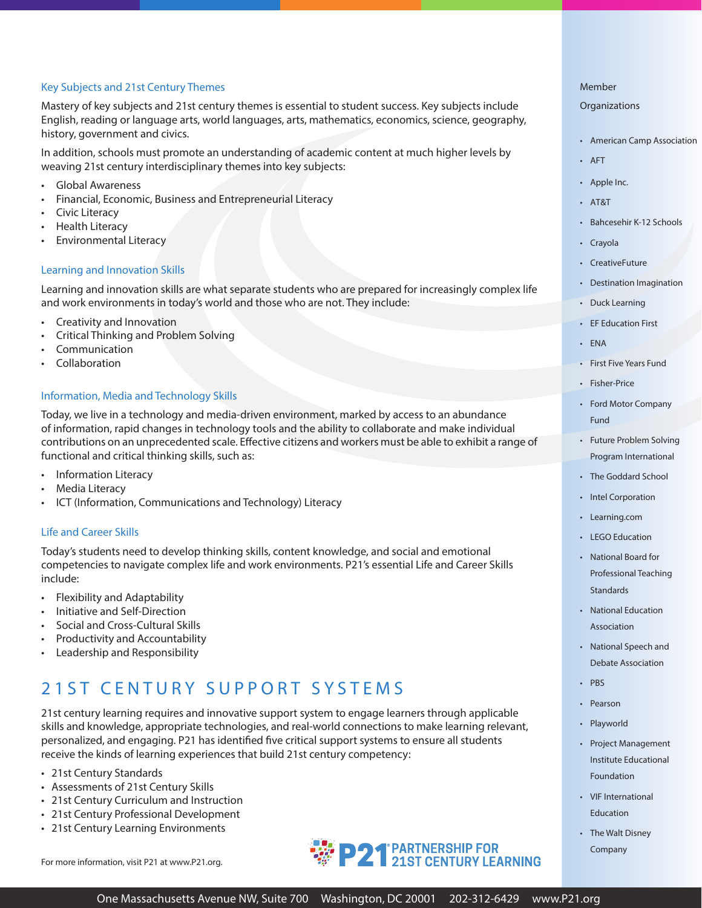### Key Subjects and 21st Century Themes

Mastery of key subjects and 21st century themes is essential to student success. Key subjects include English, reading or language arts, world languages, arts, mathematics, economics, science, geography, history, government and civics.

In addition, schools must promote an understanding of academic content at much higher levels by weaving 21st century interdisciplinary themes into key subjects:

- Global Awareness
- Financial, Economic, Business and Entrepreneurial Literacy
- Civic Literacy
- Health Literacy
- Environmental Literacy

### Learning and Innovation Skills

Learning and innovation skills are what separate students who are prepared for increasingly complex life and work environments in today's world and those who are not. They include:

- Creativity and Innovation
- Critical Thinking and Problem Solving
- Communication
- Collaboration

### Information, Media and Technology Skills

Today, we live in a technology and media-driven environment, marked by access to an abundance of information, rapid changes in technology tools and the ability to collaborate and make individual contributions on an unprecedented scale. Effective citizens and workers must be able to exhibit a range of functional and critical thinking skills, such as:

- Information Literacy
- Media Literacy
- ICT (Information, Communications and Technology) Literacy

### Life and Career Skills

Today's students need to develop thinking skills, content knowledge, and social and emotional competencies to navigate complex life and work environments. P21's essential Life and Career Skills include:

- Flexibility and Adaptability
- Initiative and Self-Direction
- Social and Cross-Cultural Skills
- Productivity and Accountability
- Leadership and Responsibility

## 21ST CENTURY SUPPORT SYSTEMS

21st century learning requires and innovative support system to engage learners through applicable skills and knowledge, appropriate technologies, and real-world connections to make learning relevant, personalized, and engaging. P21 has identified five critical support systems to ensure all students receive the kinds of learning experiences that build 21st century competency:

- 21st Century Standards
- Assessments of 21st Century Skills
- 21st Century Curriculum and Instruction
- 21st Century Professional Development
- 21st Century Learning Environments

For more information, visit P21 at www.P21.org.

P21 PARTNERSHIP FOR 21ST CENTURY LEARNING

### Member Organizations

- American Camp Association
- AFT
- Apple Inc.
- AT&T
- Bahcesehir K-12 Schools
- Crayola
- CreativeFuture
- Destination Imagination
- Duck Learning
- EF Education First
- ENA
- First Five Years Fund
- Fisher-Price
- Ford Motor Company Fund
- Future Problem Solving Program International
- The Goddard School
- Intel Corporation
- Learning.com
- LEGO Education
- National Board for Professional Teaching Standards
- National Education Association
- National Speech and Debate Association
- PBS
- Pearson
- Playworld
- Project Management Institute Educational Foundation
- VIF International Education
- The Walt Disney Company

One Massachusetts Avenue NW, Suite 700 Washington, DC 20001 202-312-6429 www.P21.org